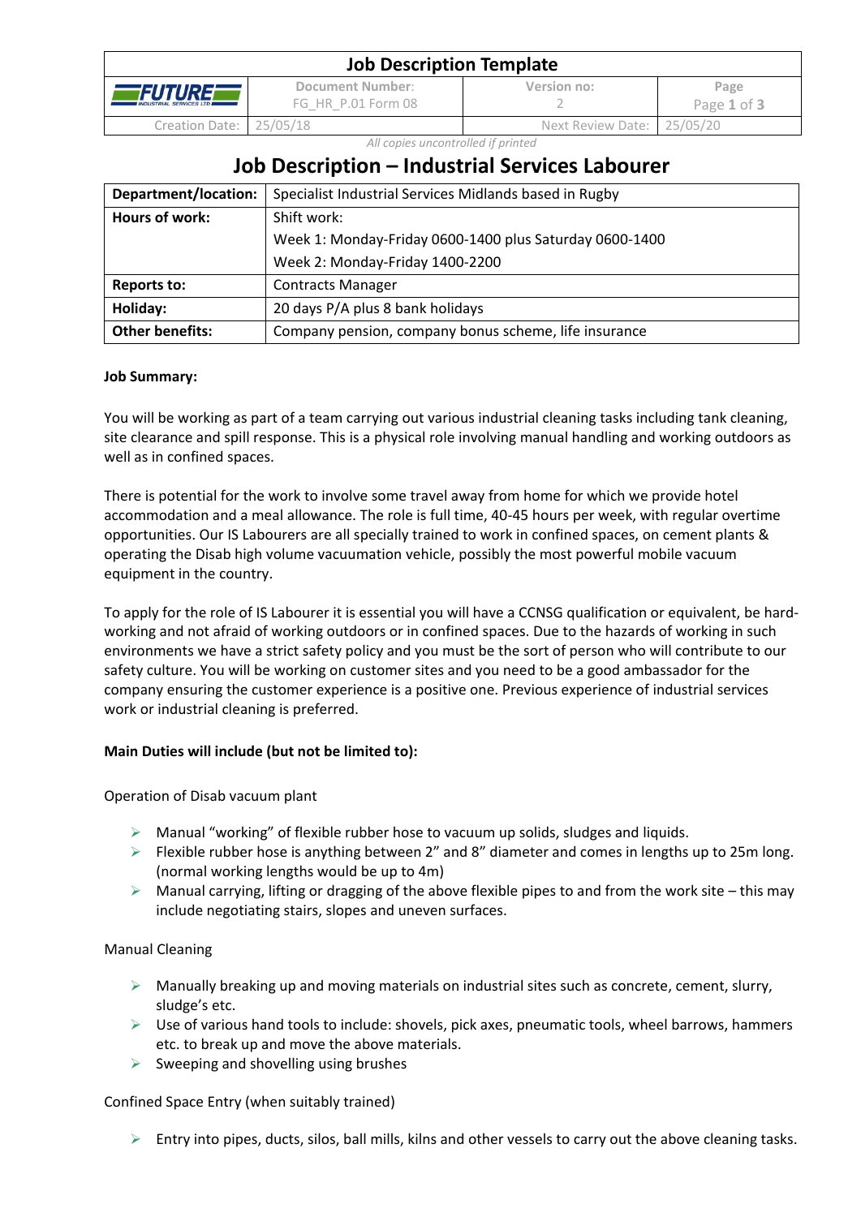# Job Description – Industrial Services Labourer

| Department/location: | Specialist Industrial Services Midlands based in Rugby |
|---|---|
| Hours of work: | Shift work:<br>Week 1: Monday-Friday 0600-1400 plus Saturday 0600-1400<br>Week 2: Monday-Friday 1400-2200 |
| Reports to: | Contracts Manager |
| Holiday: | 20 days P/A plus 8 bank holidays |
| Other benefits: | Company pension, company bonus scheme, life insurance |

**Job Summary:**

You will be working as part of a team carrying out various industrial cleaning tasks including tank cleaning, site clearance and spill response. This is a physical role involving manual handling and working outdoors as well as in confined spaces.

There is potential for the work to involve some travel away from home for which we provide hotel accommodation and a meal allowance. The role is full time, 40-45 hours per week, with regular overtime opportunities. Our IS Labourers are all specially trained to work in confined spaces, on cement plants & operating the Disab high volume vacuumation vehicle, possibly the most powerful mobile vacuum equipment in the country.

To apply for the role of IS Labourer it is essential you will have a CCNSG qualification or equivalent, be hard-working and not afraid of working outdoors or in confined spaces. Due to the hazards of working in such environments we have a strict safety policy and you must be the sort of person who will contribute to our safety culture. You will be working on customer sites and you need to be a good ambassador for the company ensuring the customer experience is a positive one. Previous experience of industrial services work or industrial cleaning is preferred.

**Main Duties will include (but not be limited to):**

Operation of Disab vacuum plant

- Manual "working" of flexible rubber hose to vacuum up solids, sludges and liquids.
- Flexible rubber hose is anything between 2" and 8" diameter and comes in lengths up to 25m long. (normal working lengths would be up to 4m)
- Manual carrying, lifting or dragging of the above flexible pipes to and from the work site – this may include negotiating stairs, slopes and uneven surfaces.

Manual Cleaning

- Manually breaking up and moving materials on industrial sites such as concrete, cement, slurry, sludge's etc.
- Use of various hand tools to include: shovels, pick axes, pneumatic tools, wheel barrows, hammers etc. to break up and move the above materials.
- Sweeping and shovelling using brushes

Confined Space Entry (when suitably trained)

- Entry into pipes, ducts, silos, ball mills, kilns and other vessels to carry out the above cleaning tasks.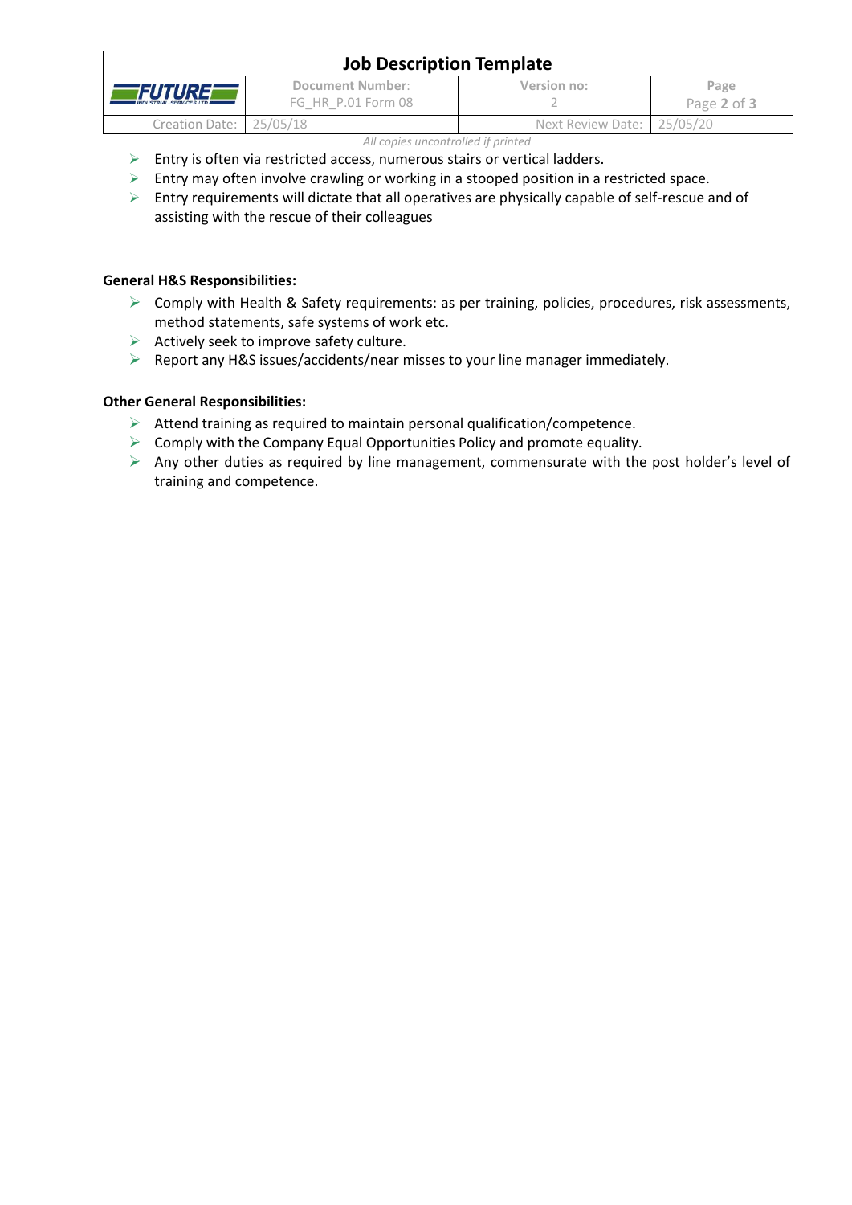- Entry is often via restricted access, numerous stairs or vertical ladders.
- Entry may often involve crawling or working in a stooped position in a restricted space.
- Entry requirements will dictate that all operatives are physically capable of self-rescue and of assisting with the rescue of their colleagues

**General H&S Responsibilities:**

- Comply with Health & Safety requirements: as per training, policies, procedures, risk assessments, method statements, safe systems of work etc.
- Actively seek to improve safety culture.
- Report any H&S issues/accidents/near misses to your line manager immediately.

**Other General Responsibilities:**

- Attend training as required to maintain personal qualification/competence.
- Comply with the Company Equal Opportunities Policy and promote equality.
- Any other duties as required by line management, commensurate with the post holder's level of training and competence.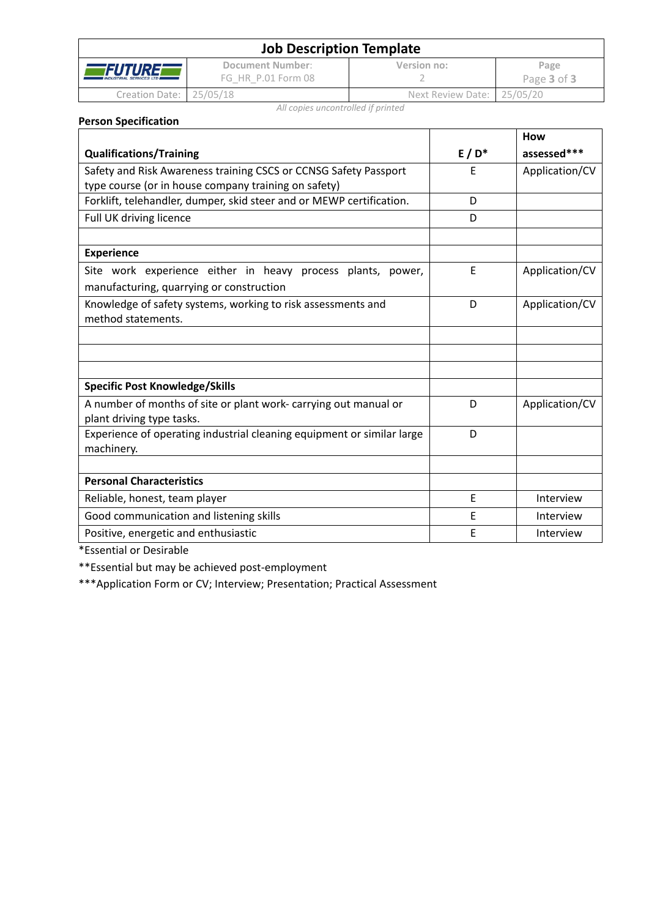**Person Specification**

| Qualifications/Training | E / D* | How assessed*** |
|---|---|---|
| Safety and Risk Awareness training CSCS or CCNSG Safety Passport type course (or in house company training on safety) | E | Application/CV |
| Forklift, telehandler, dumper, skid steer and or MEWP certification. | D | |
| Full UK driving licence | D | |
| | | |
| **Experience** | | |
| Site work experience either in heavy process plants, power, manufacturing, quarrying or construction | E | Application/CV |
| Knowledge of safety systems, working to risk assessments and method statements. | D | Application/CV |
| | | |
| | | |
| | | |
| **Specific Post Knowledge/Skills** | | |
| A number of months of site or plant work- carrying out manual or plant driving type tasks. | D | Application/CV |
| Experience of operating industrial cleaning equipment or similar large machinery. | D | |
| | | |
| **Personal Characteristics** | | |
| Reliable, honest, team player | E | Interview |
| Good communication and listening skills | E | Interview |
| Positive, energetic and enthusiastic | E | Interview |

*Essential or Desirable

**Essential but may be achieved post-employment

***Application Form or CV; Interview; Presentation; Practical Assessment